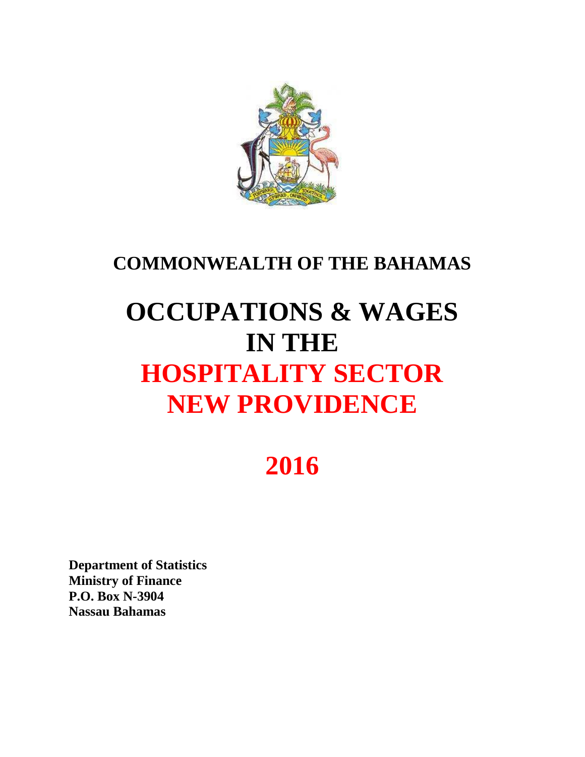# COMMONWEALTH OF THE BAHAMAS

# OCCUPATIONS & WAGES IN THE HOSPITALITY SECTOR NEW PROVIDENCE

# 2016

**Department of Statistics**
**Ministry of Finance**
**P.O. Box N-3904**
**Nassau Bahamas**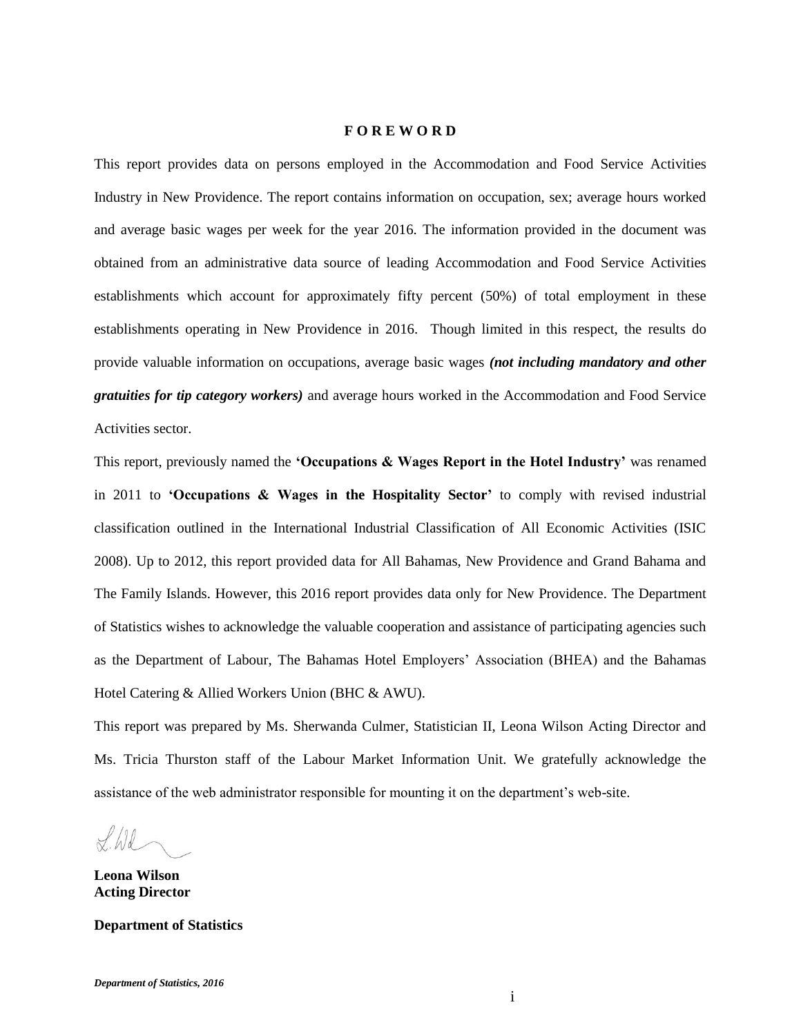# FOREWORD

This report provides data on persons employed in the Accommodation and Food Service Activities Industry in New Providence. The report contains information on occupation, sex; average hours worked and average basic wages per week for the year 2016. The information provided in the document was obtained from an administrative data source of leading Accommodation and Food Service Activities establishments which account for approximately fifty percent (50%) of total employment in these establishments operating in New Providence in 2016. Though limited in this respect, the results do provide valuable information on occupations, average basic wages ***(not including mandatory and other gratuities for tip category workers)*** and average hours worked in the Accommodation and Food Service Activities sector.

This report, previously named the **'Occupations & Wages Report in the Hotel Industry'** was renamed in 2011 to **'Occupations & Wages in the Hospitality Sector'** to comply with revised industrial classification outlined in the International Industrial Classification of All Economic Activities (ISIC 2008). Up to 2012, this report provided data for All Bahamas, New Providence and Grand Bahama and The Family Islands. However, this 2016 report provides data only for New Providence. The Department of Statistics wishes to acknowledge the valuable cooperation and assistance of participating agencies such as the Department of Labour, The Bahamas Hotel Employers' Association (BHEA) and the Bahamas Hotel Catering & Allied Workers Union (BHC & AWU).

This report was prepared by Ms. Sherwanda Culmer, Statistician II, Leona Wilson Acting Director and Ms. Tricia Thurston staff of the Labour Market Information Unit. We gratefully acknowledge the assistance of the web administrator responsible for mounting it on the department's web-site.

**Leona Wilson**
**Acting Director**

**Department of Statistics**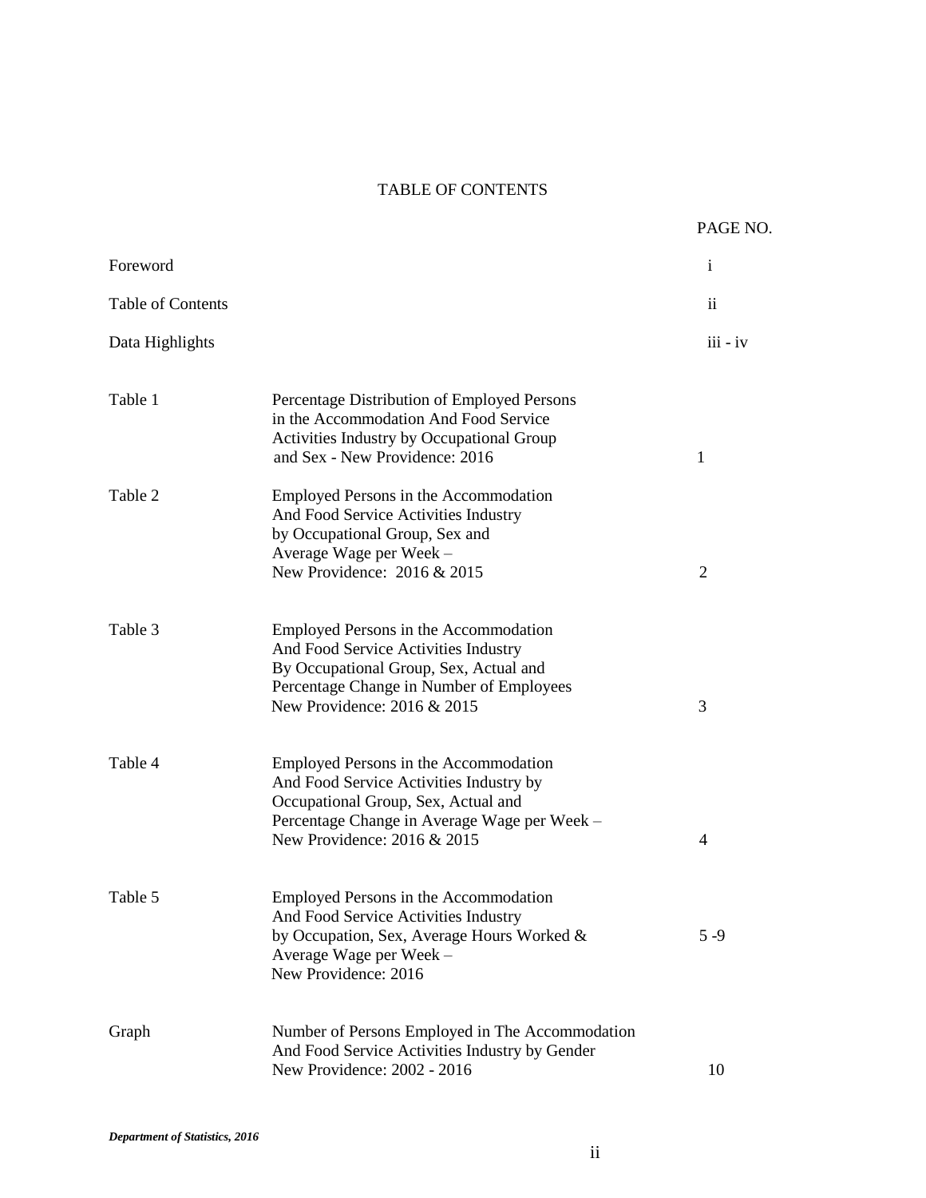# TABLE OF CONTENTS

| | | PAGE NO. |
|---|---|---|
| Foreword | | i |
| Table of Contents | | ii |
| Data Highlights | | iii - iv |
| Table 1 | Percentage Distribution of Employed Persons in the Accommodation And Food Service Activities Industry by Occupational Group and Sex - New Providence: 2016 | 1 |
| Table 2 | Employed Persons in the Accommodation And Food Service Activities Industry by Occupational Group, Sex and Average Wage per Week – New Providence: 2016 & 2015 | 2 |
| Table 3 | Employed Persons in the Accommodation And Food Service Activities Industry By Occupational Group, Sex, Actual and Percentage Change in Number of Employees New Providence: 2016 & 2015 | 3 |
| Table 4 | Employed Persons in the Accommodation And Food Service Activities Industry by Occupational Group, Sex, Actual and Percentage Change in Average Wage per Week – New Providence: 2016 & 2015 | 4 |
| Table 5 | Employed Persons in the Accommodation And Food Service Activities Industry by Occupation, Sex, Average Hours Worked & Average Wage per Week – New Providence: 2016 | 5 -9 |
| Graph | Number of Persons Employed in The Accommodation And Food Service Activities Industry by Gender New Providence: 2002 - 2016 | 10 |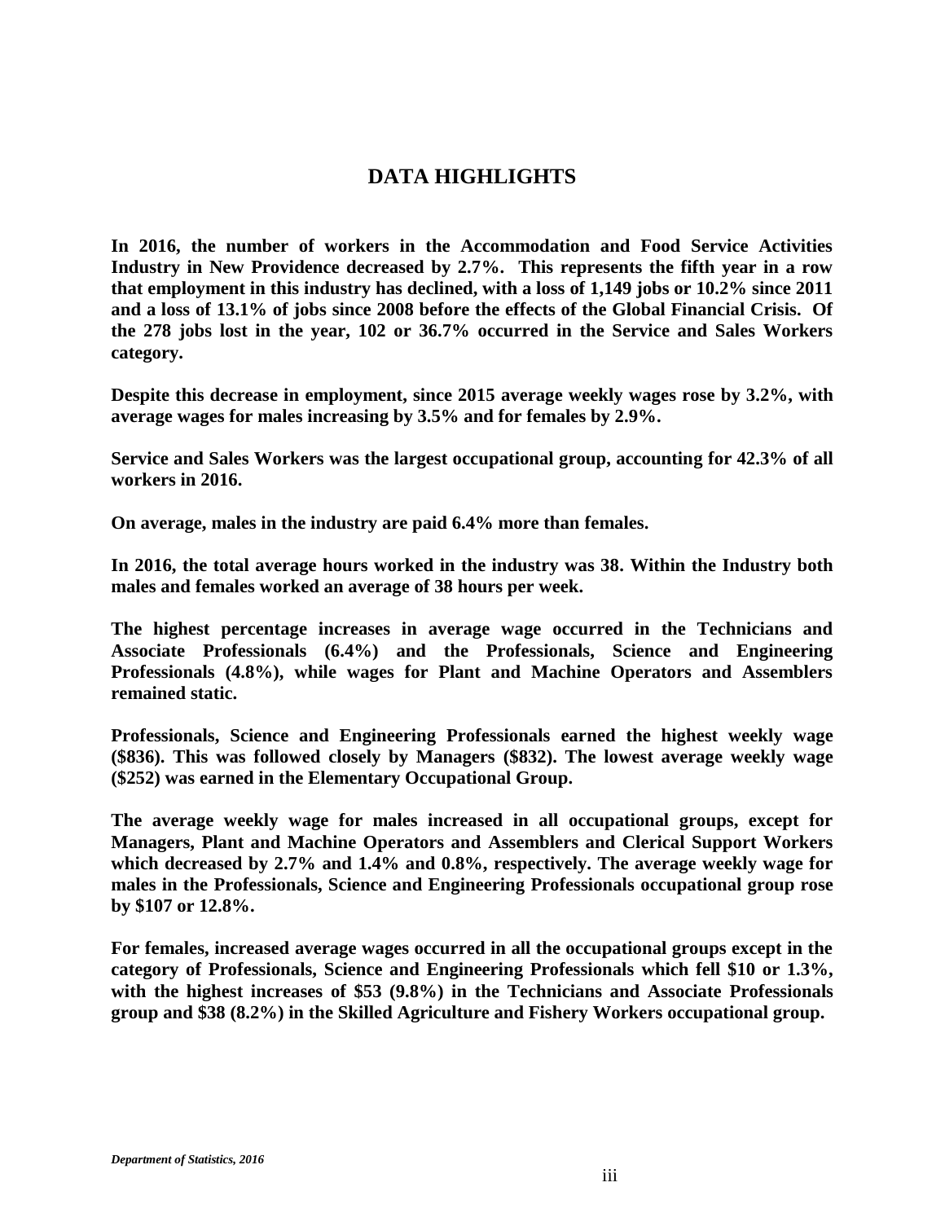# DATA HIGHLIGHTS

**In 2016, the number of workers in the Accommodation and Food Service Activities Industry in New Providence decreased by 2.7%. This represents the fifth year in a row that employment in this industry has declined, with a loss of 1,149 jobs or 10.2% since 2011 and a loss of 13.1% of jobs since 2008 before the effects of the Global Financial Crisis. Of the 278 jobs lost in the year, 102 or 36.7% occurred in the Service and Sales Workers category.**

**Despite this decrease in employment, since 2015 average weekly wages rose by 3.2%, with average wages for males increasing by 3.5% and for females by 2.9%.**

**Service and Sales Workers was the largest occupational group, accounting for 42.3% of all workers in 2016.**

**On average, males in the industry are paid 6.4% more than females.**

**In 2016, the total average hours worked in the industry was 38. Within the Industry both males and females worked an average of 38 hours per week.**

**The highest percentage increases in average wage occurred in the Technicians and Associate Professionals (6.4%) and the Professionals, Science and Engineering Professionals (4.8%), while wages for Plant and Machine Operators and Assemblers remained static.**

**Professionals, Science and Engineering Professionals earned the highest weekly wage ($836). This was followed closely by Managers ($832). The lowest average weekly wage ($252) was earned in the Elementary Occupational Group.**

**The average weekly wage for males increased in all occupational groups, except for Managers, Plant and Machine Operators and Assemblers and Clerical Support Workers which decreased by 2.7% and 1.4% and 0.8%, respectively. The average weekly wage for males in the Professionals, Science and Engineering Professionals occupational group rose by $107 or 12.8%.**

**For females, increased average wages occurred in all the occupational groups except in the category of Professionals, Science and Engineering Professionals which fell $10 or 1.3%, with the highest increases of $53 (9.8%) in the Technicians and Associate Professionals group and $38 (8.2%) in the Skilled Agriculture and Fishery Workers occupational group.**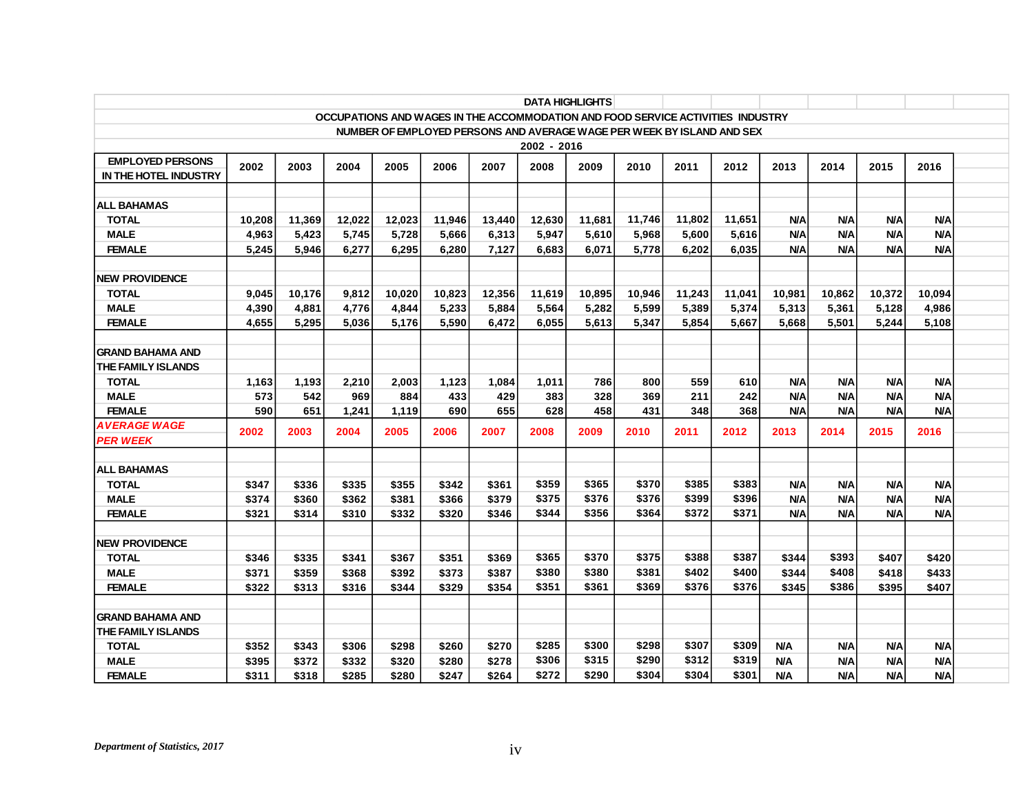**DATA HIGHLIGHTS**

**OCCUPATIONS AND WAGES IN THE ACCOMMODATION AND FOOD SERVICE ACTIVITIES INDUSTRY**

**NUMBER OF EMPLOYED PERSONS AND AVERAGE WAGE PER WEEK BY ISLAND AND SEX**

**2002 - 2016**

| EMPLOYED PERSONS IN THE HOTEL INDUSTRY | 2002 | 2003 | 2004 | 2005 | 2006 | 2007 | 2008 | 2009 | 2010 | 2011 | 2012 | 2013 | 2014 | 2015 | 2016 |
|---|---|---|---|---|---|---|---|---|---|---|---|---|---|---|---|
| **ALL BAHAMAS** | | | | | | | | | | | | | | | |
| TOTAL | 10,208 | 11,369 | 12,022 | 12,023 | 11,946 | 13,440 | 12,630 | 11,681 | 11,746 | 11,802 | 11,651 | N/A | N/A | N/A | N/A |
| MALE | 4,963 | 5,423 | 5,745 | 5,728 | 5,666 | 6,313 | 5,947 | 5,610 | 5,968 | 5,600 | 5,616 | N/A | N/A | N/A | N/A |
| FEMALE | 5,245 | 5,946 | 6,277 | 6,295 | 6,280 | 7,127 | 6,683 | 6,071 | 5,778 | 6,202 | 6,035 | N/A | N/A | N/A | N/A |
| **NEW PROVIDENCE** | | | | | | | | | | | | | | | |
| TOTAL | 9,045 | 10,176 | 9,812 | 10,020 | 10,823 | 12,356 | 11,619 | 10,895 | 10,946 | 11,243 | 11,041 | 10,981 | 10,862 | 10,372 | 10,094 |
| MALE | 4,390 | 4,881 | 4,776 | 4,844 | 5,233 | 5,884 | 5,564 | 5,282 | 5,599 | 5,389 | 5,374 | 5,313 | 5,361 | 5,128 | 4,986 |
| FEMALE | 4,655 | 5,295 | 5,036 | 5,176 | 5,590 | 6,472 | 6,055 | 5,613 | 5,347 | 5,854 | 5,667 | 5,668 | 5,501 | 5,244 | 5,108 |
| **GRAND BAHAMA AND THE FAMILY ISLANDS** | | | | | | | | | | | | | | | |
| TOTAL | 1,163 | 1,193 | 2,210 | 2,003 | 1,123 | 1,084 | 1,011 | 786 | 800 | 559 | 610 | N/A | N/A | N/A | N/A |
| MALE | 573 | 542 | 969 | 884 | 433 | 429 | 383 | 328 | 369 | 211 | 242 | N/A | N/A | N/A | N/A |
| FEMALE | 590 | 651 | 1,241 | 1,119 | 690 | 655 | 628 | 458 | 431 | 348 | 368 | N/A | N/A | N/A | N/A |
| ***AVERAGE WAGE PER WEEK*** | **2002** | **2003** | **2004** | **2005** | **2006** | **2007** | **2008** | **2009** | **2010** | **2011** | **2012** | **2013** | **2014** | **2015** | **2016** |
| **ALL BAHAMAS** | | | | | | | | | | | | | | | |
| TOTAL | $347 | $336 | $335 | $355 | $342 | $361 | $359 | $365 | $370 | $385 | $383 | N/A | N/A | N/A | N/A |
| MALE | $374 | $360 | $362 | $381 | $366 | $379 | $375 | $376 | $376 | $399 | $396 | N/A | N/A | N/A | N/A |
| FEMALE | $321 | $314 | $310 | $332 | $320 | $346 | $344 | $356 | $364 | $372 | $371 | N/A | N/A | N/A | N/A |
| **NEW PROVIDENCE** | | | | | | | | | | | | | | | |
| TOTAL | $346 | $335 | $341 | $367 | $351 | $369 | $365 | $370 | $375 | $388 | $387 | $344 | $393 | $407 | $420 |
| MALE | $371 | $359 | $368 | $392 | $373 | $387 | $380 | $380 | $381 | $402 | $400 | $344 | $408 | $418 | $433 |
| FEMALE | $322 | $313 | $316 | $344 | $329 | $354 | $351 | $361 | $369 | $376 | $376 | $345 | $386 | $395 | $407 |
| **GRAND BAHAMA AND THE FAMILY ISLANDS** | | | | | | | | | | | | | | | |
| TOTAL | $352 | $343 | $306 | $298 | $260 | $270 | $285 | $300 | $298 | $307 | $309 | N/A | N/A | N/A | N/A |
| MALE | $395 | $372 | $332 | $320 | $280 | $278 | $306 | $315 | $290 | $312 | $319 | N/A | N/A | N/A | N/A |
| FEMALE | $311 | $318 | $285 | $280 | $247 | $264 | $272 | $290 | $304 | $304 | $301 | N/A | N/A | N/A | N/A |

*Department of Statistics, 2017*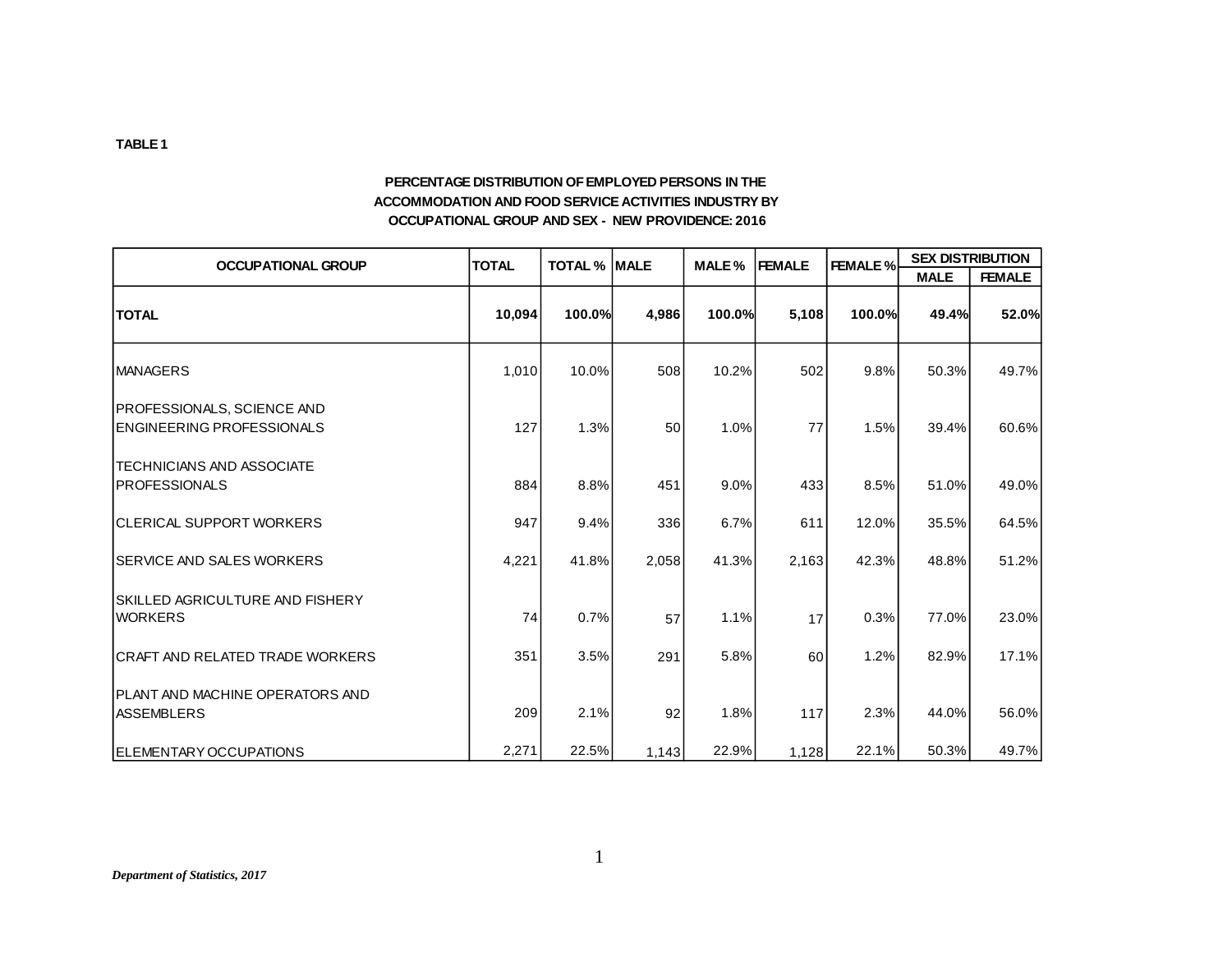**TABLE 1**

**PERCENTAGE DISTRIBUTION OF EMPLOYED PERSONS IN THE ACCOMMODATION AND FOOD SERVICE ACTIVITIES INDUSTRY BY OCCUPATIONAL GROUP AND SEX - NEW PROVIDENCE: 2016**

| OCCUPATIONAL GROUP | TOTAL | TOTAL % | MALE | MALE % | FEMALE | FEMALE % | SEX DISTRIBUTION | |
|---|---|---|---|---|---|---|---|---|
| | | | | | | | MALE | FEMALE |
| **TOTAL** | **10,094** | **100.0%** | **4,986** | **100.0%** | **5,108** | **100.0%** | **49.4%** | **52.0%** |
| MANAGERS | 1,010 | 10.0% | 508 | 10.2% | 502 | 9.8% | 50.3% | 49.7% |
| PROFESSIONALS, SCIENCE AND ENGINEERING PROFESSIONALS | 127 | 1.3% | 50 | 1.0% | 77 | 1.5% | 39.4% | 60.6% |
| TECHNICIANS AND ASSOCIATE PROFESSIONALS | 884 | 8.8% | 451 | 9.0% | 433 | 8.5% | 51.0% | 49.0% |
| CLERICAL SUPPORT WORKERS | 947 | 9.4% | 336 | 6.7% | 611 | 12.0% | 35.5% | 64.5% |
| SERVICE AND SALES WORKERS | 4,221 | 41.8% | 2,058 | 41.3% | 2,163 | 42.3% | 48.8% | 51.2% |
| SKILLED AGRICULTURE AND FISHERY WORKERS | 74 | 0.7% | 57 | 1.1% | 17 | 0.3% | 77.0% | 23.0% |
| CRAFT AND RELATED TRADE WORKERS | 351 | 3.5% | 291 | 5.8% | 60 | 1.2% | 82.9% | 17.1% |
| PLANT AND MACHINE OPERATORS AND ASSEMBLERS | 209 | 2.1% | 92 | 1.8% | 117 | 2.3% | 44.0% | 56.0% |
| ELEMENTARY OCCUPATIONS | 2,271 | 22.5% | 1,143 | 22.9% | 1,128 | 22.1% | 50.3% | 49.7% |

***Department of Statistics, 2017***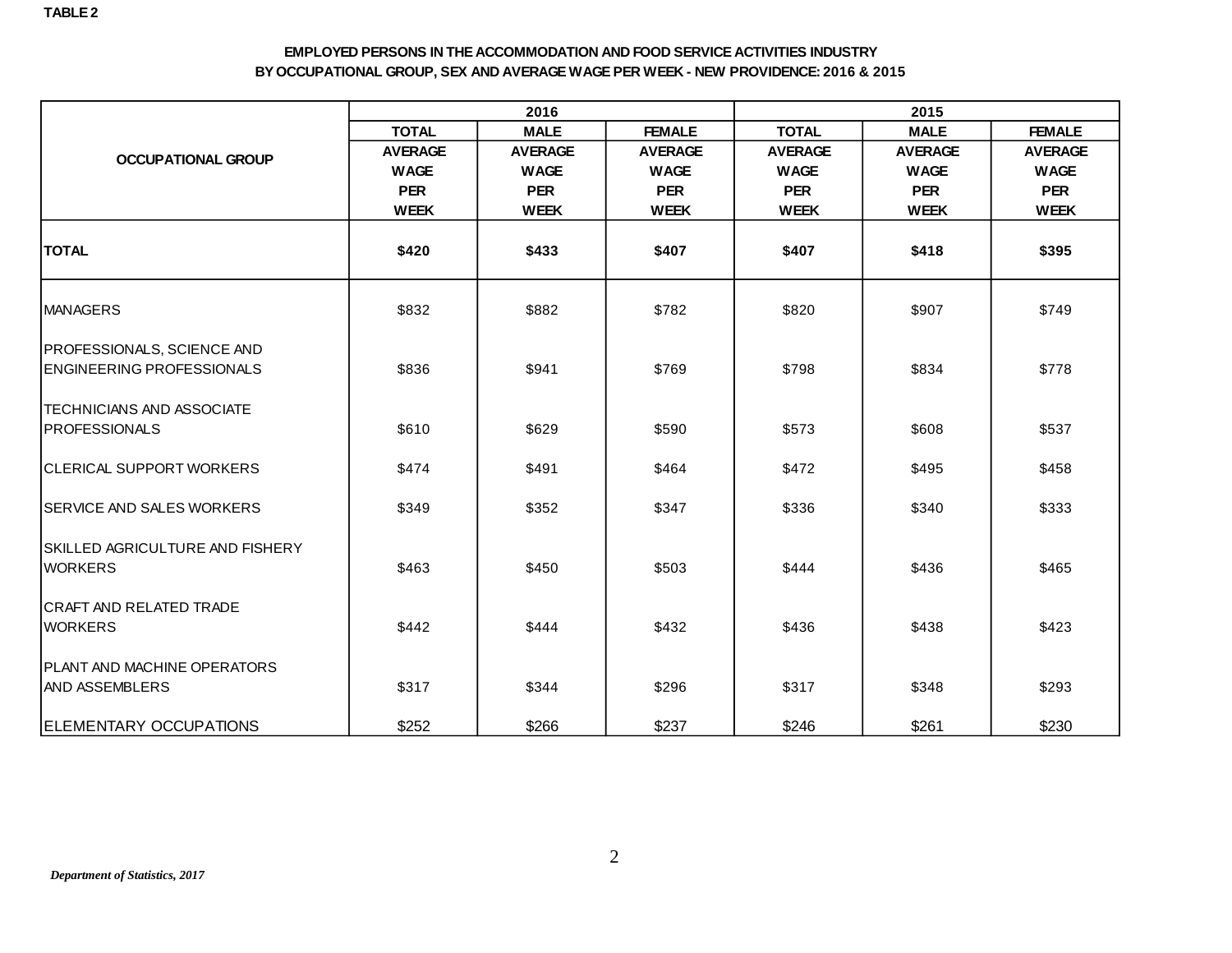**TABLE 2**

**EMPLOYED PERSONS IN THE ACCOMMODATION AND FOOD SERVICE ACTIVITIES INDUSTRY BY OCCUPATIONAL GROUP, SEX AND AVERAGE WAGE PER WEEK - NEW PROVIDENCE: 2016 & 2015**

| OCCUPATIONAL GROUP | 2016 | | | 2015 | | |
|---|---|---|---|---|---|---|
| | TOTAL AVERAGE WAGE PER WEEK | MALE AVERAGE WAGE PER WEEK | FEMALE AVERAGE WAGE PER WEEK | TOTAL AVERAGE WAGE PER WEEK | MALE AVERAGE WAGE PER WEEK | FEMALE AVERAGE WAGE PER WEEK |
| **TOTAL** | **$420** | **$433** | **$407** | **$407** | **$418** | **$395** |
| MANAGERS | $832 | $882 | $782 | $820 | $907 | $749 |
| PROFESSIONALS, SCIENCE AND ENGINEERING PROFESSIONALS | $836 | $941 | $769 | $798 | $834 | $778 |
| TECHNICIANS AND ASSOCIATE PROFESSIONALS | $610 | $629 | $590 | $573 | $608 | $537 |
| CLERICAL SUPPORT WORKERS | $474 | $491 | $464 | $472 | $495 | $458 |
| SERVICE AND SALES WORKERS | $349 | $352 | $347 | $336 | $340 | $333 |
| SKILLED AGRICULTURE AND FISHERY WORKERS | $463 | $450 | $503 | $444 | $436 | $465 |
| CRAFT AND RELATED TRADE WORKERS | $442 | $444 | $432 | $436 | $438 | $423 |
| PLANT AND MACHINE OPERATORS AND ASSEMBLERS | $317 | $344 | $296 | $317 | $348 | $293 |
| ELEMENTARY OCCUPATIONS | $252 | $266 | $237 | $246 | $261 | $230 |

***Department of Statistics, 2017***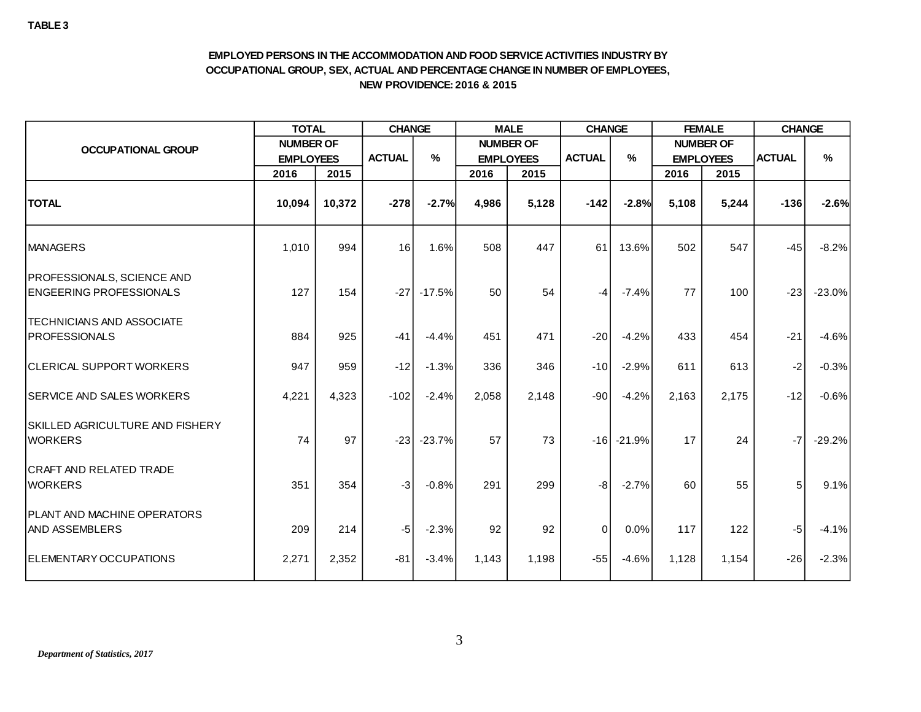**TABLE 3**

**EMPLOYED PERSONS IN THE ACCOMMODATION AND FOOD SERVICE ACTIVITIES INDUSTRY BY OCCUPATIONAL GROUP, SEX, ACTUAL AND PERCENTAGE CHANGE IN NUMBER OF EMPLOYEES, NEW PROVIDENCE: 2016 & 2015**

| OCCUPATIONAL GROUP | TOTAL NUMBER OF EMPLOYEES | | CHANGE | | MALE NUMBER OF EMPLOYEES | | CHANGE | | FEMALE NUMBER OF EMPLOYEES | | CHANGE | |
|---|---|---|---|---|---|---|---|---|---|---|---|---|
| | 2016 | 2015 | ACTUAL | % | 2016 | 2015 | ACTUAL | % | 2016 | 2015 | ACTUAL | % |
| **TOTAL** | **10,094** | **10,372** | **-278** | **-2.7%** | **4,986** | **5,128** | **-142** | **-2.8%** | **5,108** | **5,244** | **-136** | **-2.6%** |
| MANAGERS | 1,010 | 994 | 16 | 1.6% | 508 | 447 | 61 | 13.6% | 502 | 547 | -45 | -8.2% |
| PROFESSIONALS, SCIENCE AND ENGEERING PROFESSIONALS | 127 | 154 | -27 | -17.5% | 50 | 54 | -4 | -7.4% | 77 | 100 | -23 | -23.0% |
| TECHNICIANS AND ASSOCIATE PROFESSIONALS | 884 | 925 | -41 | -4.4% | 451 | 471 | -20 | -4.2% | 433 | 454 | -21 | -4.6% |
| CLERICAL SUPPORT WORKERS | 947 | 959 | -12 | -1.3% | 336 | 346 | -10 | -2.9% | 611 | 613 | -2 | -0.3% |
| SERVICE AND SALES WORKERS | 4,221 | 4,323 | -102 | -2.4% | 2,058 | 2,148 | -90 | -4.2% | 2,163 | 2,175 | -12 | -0.6% |
| SKILLED AGRICULTURE AND FISHERY WORKERS | 74 | 97 | -23 | -23.7% | 57 | 73 | -16 | -21.9% | 17 | 24 | -7 | -29.2% |
| CRAFT AND RELATED TRADE WORKERS | 351 | 354 | -3 | -0.8% | 291 | 299 | -8 | -2.7% | 60 | 55 | 5 | 9.1% |
| PLANT AND MACHINE OPERATORS AND ASSEMBLERS | 209 | 214 | -5 | -2.3% | 92 | 92 | 0 | 0.0% | 117 | 122 | -5 | -4.1% |
| ELEMENTARY OCCUPATIONS | 2,271 | 2,352 | -81 | -3.4% | 1,143 | 1,198 | -55 | -4.6% | 1,128 | 1,154 | -26 | -2.3% |

*Department of Statistics, 2017*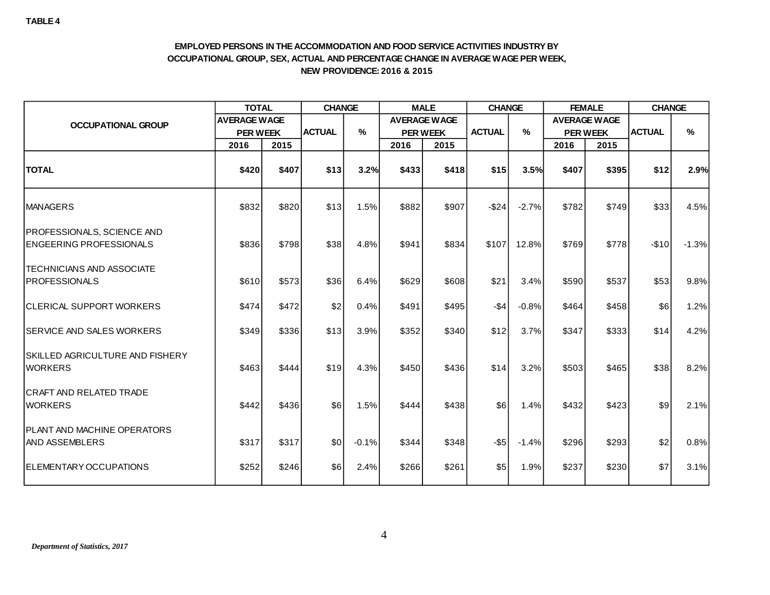**TABLE 4**

**EMPLOYED PERSONS IN THE ACCOMMODATION AND FOOD SERVICE ACTIVITIES INDUSTRY BY OCCUPATIONAL GROUP, SEX, ACTUAL AND PERCENTAGE CHANGE IN AVERAGE WAGE PER WEEK, NEW PROVIDENCE: 2016 & 2015**

| OCCUPATIONAL GROUP | TOTAL AVERAGE WAGE PER WEEK | | CHANGE | | MALE AVERAGE WAGE PER WEEK | | CHANGE | | FEMALE AVERAGE WAGE PER WEEK | | CHANGE | |
|---|---|---|---|---|---|---|---|---|---|---|---|---|
| | 2016 | 2015 | ACTUAL | % | 2016 | 2015 | ACTUAL | % | 2016 | 2015 | ACTUAL | % |
| **TOTAL** | **$420** | **$407** | **$13** | **3.2%** | **$433** | **$418** | **$15** | **3.5%** | **$407** | **$395** | **$12** | **2.9%** |
| MANAGERS | $832 | $820 | $13 | 1.5% | $882 | $907 | -$24 | -2.7% | $782 | $749 | $33 | 4.5% |
| PROFESSIONALS, SCIENCE AND ENGEERING PROFESSIONALS | $836 | $798 | $38 | 4.8% | $941 | $834 | $107 | 12.8% | $769 | $778 | -$10 | -1.3% |
| TECHNICIANS AND ASSOCIATE PROFESSIONALS | $610 | $573 | $36 | 6.4% | $629 | $608 | $21 | 3.4% | $590 | $537 | $53 | 9.8% |
| CLERICAL SUPPORT WORKERS | $474 | $472 | $2 | 0.4% | $491 | $495 | -$4 | -0.8% | $464 | $458 | $6 | 1.2% |
| SERVICE AND SALES WORKERS | $349 | $336 | $13 | 3.9% | $352 | $340 | $12 | 3.7% | $347 | $333 | $14 | 4.2% |
| SKILLED AGRICULTURE AND FISHERY WORKERS | $463 | $444 | $19 | 4.3% | $450 | $436 | $14 | 3.2% | $503 | $465 | $38 | 8.2% |
| CRAFT AND RELATED TRADE WORKERS | $442 | $436 | $6 | 1.5% | $444 | $438 | $6 | 1.4% | $432 | $423 | $9 | 2.1% |
| PLANT AND MACHINE OPERATORS AND ASSEMBLERS | $317 | $317 | $0 | -0.1% | $344 | $348 | -$5 | -1.4% | $296 | $293 | $2 | 0.8% |
| ELEMENTARY OCCUPATIONS | $252 | $246 | $6 | 2.4% | $266 | $261 | $5 | 1.9% | $237 | $230 | $7 | 3.1% |

*Department of Statistics, 2017*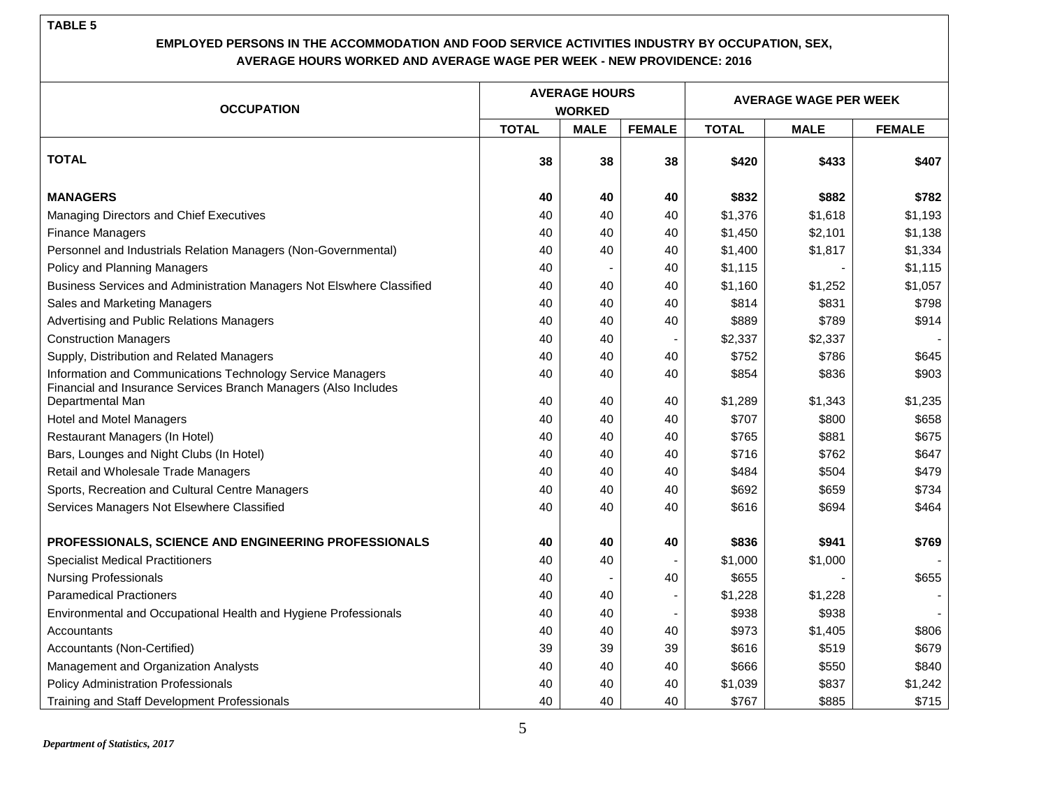**TABLE 5**

**EMPLOYED PERSONS IN THE ACCOMMODATION AND FOOD SERVICE ACTIVITIES INDUSTRY BY OCCUPATION, SEX, AVERAGE HOURS WORKED AND AVERAGE WAGE PER WEEK - NEW PROVIDENCE: 2016**

| OCCUPATION | AVERAGE HOURS WORKED | | | AVERAGE WAGE PER WEEK | | |
|---|---|---|---|---|---|---|
| | TOTAL | MALE | FEMALE | TOTAL | MALE | FEMALE |
| **TOTAL** | **38** | **38** | **38** | **$420** | **$433** | **$407** |
| **MANAGERS** | **40** | **40** | **40** | **$832** | **$882** | **$782** |
| Managing Directors and Chief Executives | 40 | 40 | 40 | $1,376 | $1,618 | $1,193 |
| Finance Managers | 40 | 40 | 40 | $1,450 | $2,101 | $1,138 |
| Personnel and Industrials Relation Managers (Non-Governmental) | 40 | 40 | 40 | $1,400 | $1,817 | $1,334 |
| Policy and Planning Managers | 40 | - | 40 | $1,115 | - | $1,115 |
| Business Services and Administration Managers Not Elswhere Classified | 40 | 40 | 40 | $1,160 | $1,252 | $1,057 |
| Sales and Marketing Managers | 40 | 40 | 40 | $814 | $831 | $798 |
| Advertising and Public Relations Managers | 40 | 40 | 40 | $889 | $789 | $914 |
| Construction Managers | 40 | 40 | - | $2,337 | $2,337 | - |
| Supply, Distribution and Related Managers | 40 | 40 | 40 | $752 | $786 | $645 |
| Information and Communications Technology Service Managers | 40 | 40 | 40 | $854 | $836 | $903 |
| Financial and Insurance Services Branch Managers (Also Includes Departmental Man | 40 | 40 | 40 | $1,289 | $1,343 | $1,235 |
| Hotel and Motel Managers | 40 | 40 | 40 | $707 | $800 | $658 |
| Restaurant Managers (In Hotel) | 40 | 40 | 40 | $765 | $881 | $675 |
| Bars, Lounges and Night Clubs (In Hotel) | 40 | 40 | 40 | $716 | $762 | $647 |
| Retail and Wholesale Trade Managers | 40 | 40 | 40 | $484 | $504 | $479 |
| Sports, Recreation and Cultural Centre Managers | 40 | 40 | 40 | $692 | $659 | $734 |
| Services Managers Not Elsewhere Classified | 40 | 40 | 40 | $616 | $694 | $464 |
| **PROFESSIONALS, SCIENCE AND ENGINEERING PROFESSIONALS** | **40** | **40** | **40** | **$836** | **$941** | **$769** |
| Specialist Medical Practitioners | 40 | 40 | - | $1,000 | $1,000 | - |
| Nursing Professionals | 40 | - | 40 | $655 | - | $655 |
| Paramedical Practioners | 40 | 40 | - | $1,228 | $1,228 | - |
| Environmental and Occupational Health and Hygiene Professionals | 40 | 40 | - | $938 | $938 | - |
| Accountants | 40 | 40 | 40 | $973 | $1,405 | $806 |
| Accountants (Non-Certified) | 39 | 39 | 39 | $616 | $519 | $679 |
| Management and Organization Analysts | 40 | 40 | 40 | $666 | $550 | $840 |
| Policy Administration Professionals | 40 | 40 | 40 | $1,039 | $837 | $1,242 |
| Training and Staff Development Professionals | 40 | 40 | 40 | $767 | $885 | $715 |

*Department of Statistics, 2017*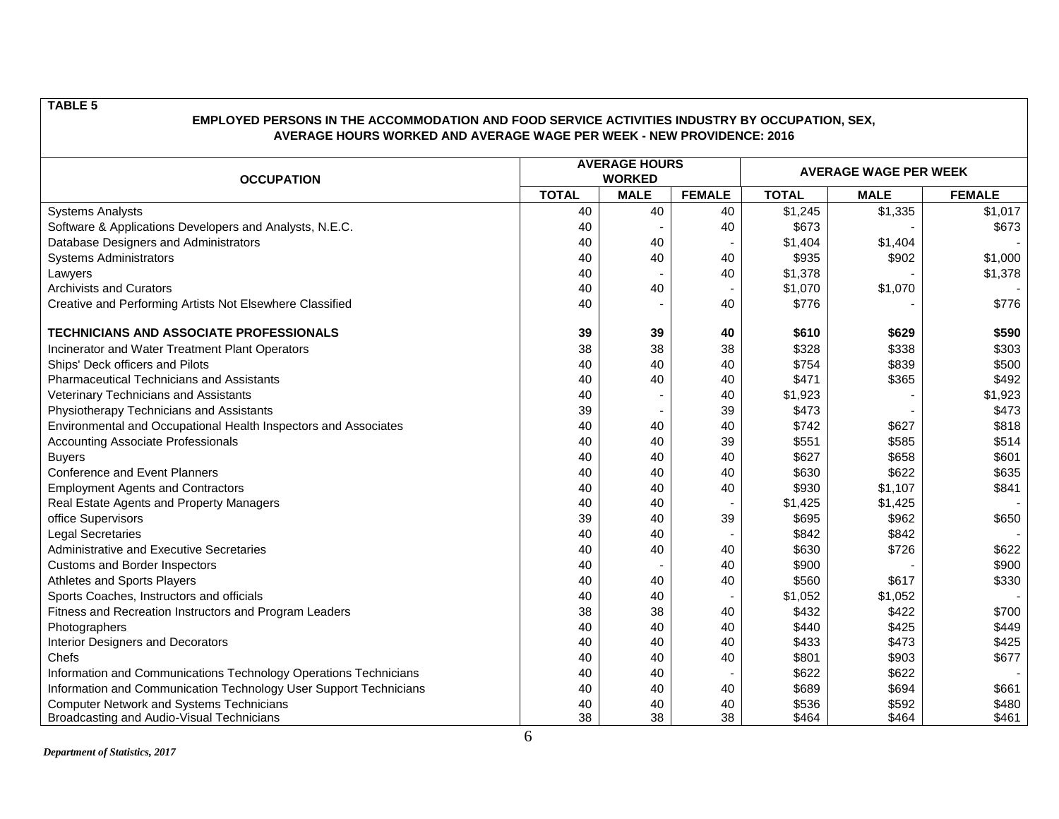**TABLE 5**

**EMPLOYED PERSONS IN THE ACCOMMODATION AND FOOD SERVICE ACTIVITIES INDUSTRY BY OCCUPATION, SEX, AVERAGE HOURS WORKED AND AVERAGE WAGE PER WEEK - NEW PROVIDENCE: 2016**

| OCCUPATION | AVERAGE HOURS WORKED | | | AVERAGE WAGE PER WEEK | | |
|---|---|---|---|---|---|---|
| | TOTAL | MALE | FEMALE | TOTAL | MALE | FEMALE |
| Systems Analysts | 40 | 40 | 40 | $1,245 | $1,335 | $1,017 |
| Software & Applications Developers and Analysts, N.E.C. | 40 | - | 40 | $673 | - | $673 |
| Database Designers and Administrators | 40 | 40 | - | $1,404 | $1,404 | - |
| Systems Administrators | 40 | 40 | 40 | $935 | $902 | $1,000 |
| Lawyers | 40 | - | 40 | $1,378 | - | $1,378 |
| Archivists and Curators | 40 | 40 | - | $1,070 | $1,070 | - |
| Creative and Performing Artists Not Elsewhere Classified | 40 | - | 40 | $776 | - | $776 |
| **TECHNICIANS AND ASSOCIATE PROFESSIONALS** | **39** | **39** | **40** | **$610** | **$629** | **$590** |
| Incinerator and Water Treatment Plant Operators | 38 | 38 | 38 | $328 | $338 | $303 |
| Ships' Deck officers and Pilots | 40 | 40 | 40 | $754 | $839 | $500 |
| Pharmaceutical Technicians and Assistants | 40 | 40 | 40 | $471 | $365 | $492 |
| Veterinary Technicians and Assistants | 40 | - | 40 | $1,923 | - | $1,923 |
| Physiotherapy Technicians and Assistants | 39 | - | 39 | $473 | - | $473 |
| Environmental and Occupational Health Inspectors and Associates | 40 | 40 | 40 | $742 | $627 | $818 |
| Accounting Associate Professionals | 40 | 40 | 39 | $551 | $585 | $514 |
| Buyers | 40 | 40 | 40 | $627 | $658 | $601 |
| Conference and Event Planners | 40 | 40 | 40 | $630 | $622 | $635 |
| Employment Agents and Contractors | 40 | 40 | 40 | $930 | $1,107 | $841 |
| Real Estate Agents and Property Managers | 40 | 40 | - | $1,425 | $1,425 | - |
| office Supervisors | 39 | 40 | 39 | $695 | $962 | $650 |
| Legal Secretaries | 40 | 40 | - | $842 | $842 | - |
| Administrative and Executive Secretaries | 40 | 40 | 40 | $630 | $726 | $622 |
| Customs and Border Inspectors | 40 | - | 40 | $900 | - | $900 |
| Athletes and Sports Players | 40 | 40 | 40 | $560 | $617 | $330 |
| Sports Coaches, Instructors and officials | 40 | 40 | - | $1,052 | $1,052 | - |
| Fitness and Recreation Instructors and Program Leaders | 38 | 38 | 40 | $432 | $422 | $700 |
| Photographers | 40 | 40 | 40 | $440 | $425 | $449 |
| Interior Designers and Decorators | 40 | 40 | 40 | $433 | $473 | $425 |
| Chefs | 40 | 40 | 40 | $801 | $903 | $677 |
| Information and Communications Technology Operations Technicians | 40 | 40 | - | $622 | $622 | - |
| Information and Communication Technology User Support Technicians | 40 | 40 | 40 | $689 | $694 | $661 |
| Computer Network and Systems Technicians | 40 | 40 | 40 | $536 | $592 | $480 |
| Broadcasting and Audio-Visual Technicians | 38 | 38 | 38 | $464 | $464 | $461 |

*Department of Statistics, 2017*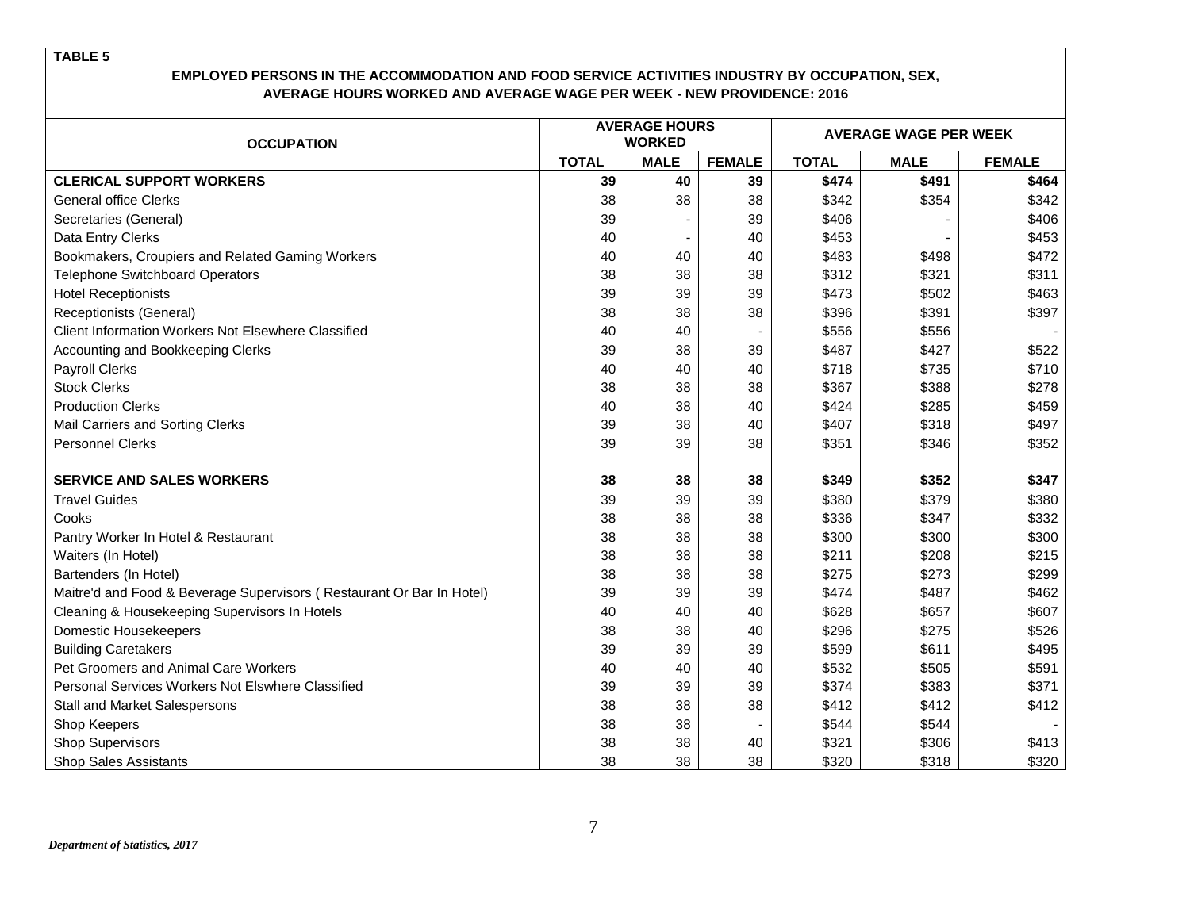**TABLE 5**

**EMPLOYED PERSONS IN THE ACCOMMODATION AND FOOD SERVICE ACTIVITIES INDUSTRY BY OCCUPATION, SEX, AVERAGE HOURS WORKED AND AVERAGE WAGE PER WEEK - NEW PROVIDENCE: 2016**

| OCCUPATION | AVERAGE HOURS WORKED | | | AVERAGE WAGE PER WEEK | | |
|---|---|---|---|---|---|---|
| | TOTAL | MALE | FEMALE | TOTAL | MALE | FEMALE |
| **CLERICAL SUPPORT WORKERS** | **39** | **40** | **39** | **$474** | **$491** | **$464** |
| General office Clerks | 38 | 38 | 38 | $342 | $354 | $342 |
| Secretaries (General) | 39 | - | 39 | $406 | - | $406 |
| Data Entry Clerks | 40 | - | 40 | $453 | - | $453 |
| Bookmakers, Croupiers and Related Gaming Workers | 40 | 40 | 40 | $483 | $498 | $472 |
| Telephone Switchboard Operators | 38 | 38 | 38 | $312 | $321 | $311 |
| Hotel Receptionists | 39 | 39 | 39 | $473 | $502 | $463 |
| Receptionists (General) | 38 | 38 | 38 | $396 | $391 | $397 |
| Client Information Workers Not Elsewhere Classified | 40 | 40 | - | $556 | $556 | - |
| Accounting and Bookkeeping Clerks | 39 | 38 | 39 | $487 | $427 | $522 |
| Payroll Clerks | 40 | 40 | 40 | $718 | $735 | $710 |
| Stock Clerks | 38 | 38 | 38 | $367 | $388 | $278 |
| Production Clerks | 40 | 38 | 40 | $424 | $285 | $459 |
| Mail Carriers and Sorting Clerks | 39 | 38 | 40 | $407 | $318 | $497 |
| Personnel Clerks | 39 | 39 | 38 | $351 | $346 | $352 |
| | | | | | | |
| **SERVICE AND SALES WORKERS** | **38** | **38** | **38** | **$349** | **$352** | **$347** |
| Travel Guides | 39 | 39 | 39 | $380 | $379 | $380 |
| Cooks | 38 | 38 | 38 | $336 | $347 | $332 |
| Pantry Worker In Hotel & Restaurant | 38 | 38 | 38 | $300 | $300 | $300 |
| Waiters (In Hotel) | 38 | 38 | 38 | $211 | $208 | $215 |
| Bartenders (In Hotel) | 38 | 38 | 38 | $275 | $273 | $299 |
| Maitre'd and Food & Beverage Supervisors ( Restaurant Or Bar In Hotel) | 39 | 39 | 39 | $474 | $487 | $462 |
| Cleaning & Housekeeping Supervisors In Hotels | 40 | 40 | 40 | $628 | $657 | $607 |
| Domestic Housekeepers | 38 | 38 | 40 | $296 | $275 | $526 |
| Building Caretakers | 39 | 39 | 39 | $599 | $611 | $495 |
| Pet Groomers and Animal Care Workers | 40 | 40 | 40 | $532 | $505 | $591 |
| Personal Services Workers Not Elswhere Classified | 39 | 39 | 39 | $374 | $383 | $371 |
| Stall and Market Salespersons | 38 | 38 | 38 | $412 | $412 | $412 |
| Shop Keepers | 38 | 38 | - | $544 | $544 | - |
| Shop Supervisors | 38 | 38 | 40 | $321 | $306 | $413 |
| Shop Sales Assistants | 38 | 38 | 38 | $320 | $318 | $320 |

*Department of Statistics, 2017*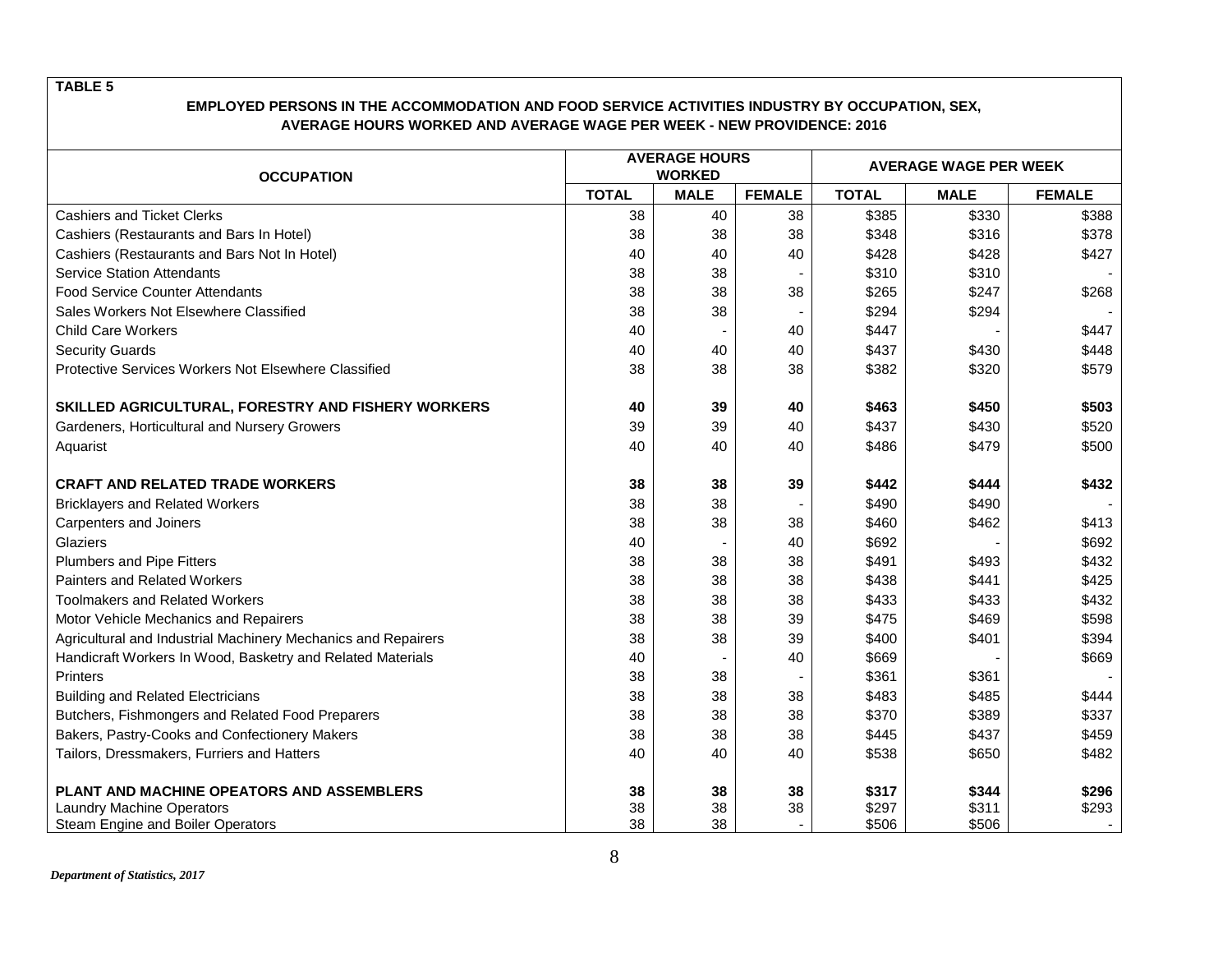**TABLE 5**

**EMPLOYED PERSONS IN THE ACCOMMODATION AND FOOD SERVICE ACTIVITIES INDUSTRY BY OCCUPATION, SEX, AVERAGE HOURS WORKED AND AVERAGE WAGE PER WEEK - NEW PROVIDENCE: 2016**

| OCCUPATION | AVERAGE HOURS WORKED | | | AVERAGE WAGE PER WEEK | | |
|---|---|---|---|---|---|---|
| | TOTAL | MALE | FEMALE | TOTAL | MALE | FEMALE |
| Cashiers and Ticket Clerks | 38 | 40 | 38 | $385 | $330 | $388 |
| Cashiers (Restaurants and Bars In Hotel) | 38 | 38 | 38 | $348 | $316 | $378 |
| Cashiers (Restaurants and Bars Not In Hotel) | 40 | 40 | 40 | $428 | $428 | $427 |
| Service Station Attendants | 38 | 38 | - | $310 | $310 | - |
| Food Service Counter Attendants | 38 | 38 | 38 | $265 | $247 | $268 |
| Sales Workers Not Elsewhere Classified | 38 | 38 | - | $294 | $294 | - |
| Child Care Workers | 40 | - | 40 | $447 | - | $447 |
| Security Guards | 40 | 40 | 40 | $437 | $430 | $448 |
| Protective Services Workers Not Elsewhere Classified | 38 | 38 | 38 | $382 | $320 | $579 |
| **SKILLED AGRICULTURAL, FORESTRY AND FISHERY WORKERS** | **40** | **39** | **40** | **$463** | **$450** | **$503** |
| Gardeners, Horticultural and Nursery Growers | 39 | 39 | 40 | $437 | $430 | $520 |
| Aquarist | 40 | 40 | 40 | $486 | $479 | $500 |
| **CRAFT AND RELATED TRADE WORKERS** | **38** | **38** | **39** | **$442** | **$444** | **$432** |
| Bricklayers and Related Workers | 38 | 38 | - | $490 | $490 | - |
| Carpenters and Joiners | 38 | 38 | 38 | $460 | $462 | $413 |
| Glaziers | 40 | - | 40 | $692 | - | $692 |
| Plumbers and Pipe Fitters | 38 | 38 | 38 | $491 | $493 | $432 |
| Painters and Related Workers | 38 | 38 | 38 | $438 | $441 | $425 |
| Toolmakers and Related Workers | 38 | 38 | 38 | $433 | $433 | $432 |
| Motor Vehicle Mechanics and Repairers | 38 | 38 | 39 | $475 | $469 | $598 |
| Agricultural and Industrial Machinery Mechanics and Repairers | 38 | 38 | 39 | $400 | $401 | $394 |
| Handicraft Workers In Wood, Basketry and Related Materials | 40 | - | 40 | $669 | - | $669 |
| Printers | 38 | 38 | - | $361 | $361 | - |
| Building and Related Electricians | 38 | 38 | 38 | $483 | $485 | $444 |
| Butchers, Fishmongers and Related Food Preparers | 38 | 38 | 38 | $370 | $389 | $337 |
| Bakers, Pastry-Cooks and Confectionery Makers | 38 | 38 | 38 | $445 | $437 | $459 |
| Tailors, Dressmakers, Furriers and Hatters | 40 | 40 | 40 | $538 | $650 | $482 |
| **PLANT AND MACHINE OPEATORS AND ASSEMBLERS** | **38** | **38** | **38** | **$317** | **$344** | **$296** |
| Laundry Machine Operators | 38 | 38 | 38 | $297 | $311 | $293 |
| Steam Engine and Boiler Operators | 38 | 38 | - | $506 | $506 | - |

*Department of Statistics, 2017*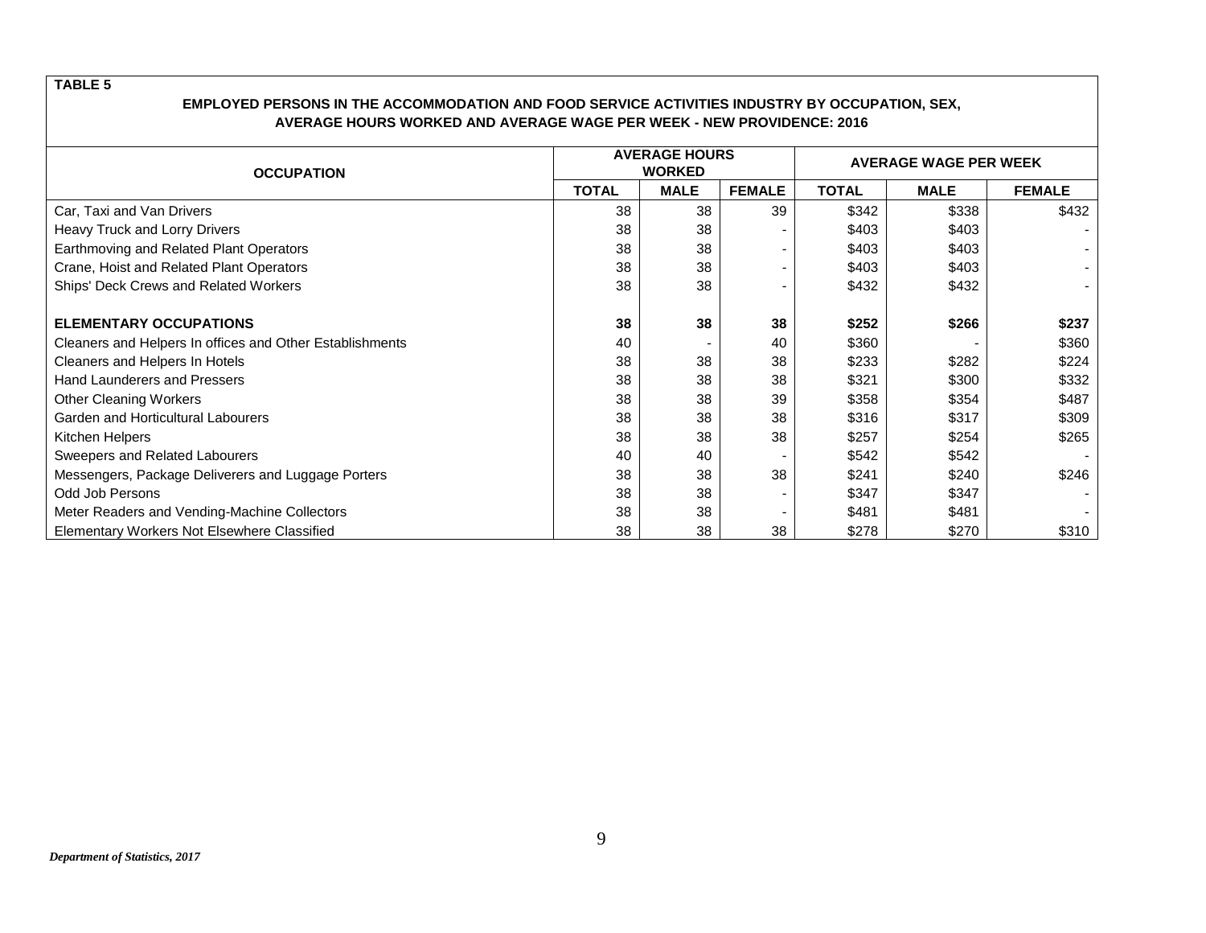**TABLE 5**

**EMPLOYED PERSONS IN THE ACCOMMODATION AND FOOD SERVICE ACTIVITIES INDUSTRY BY OCCUPATION, SEX, AVERAGE HOURS WORKED AND AVERAGE WAGE PER WEEK - NEW PROVIDENCE: 2016**

| OCCUPATION | AVERAGE HOURS WORKED | | | AVERAGE WAGE PER WEEK | | |
|---|---|---|---|---|---|---|
| | TOTAL | MALE | FEMALE | TOTAL | MALE | FEMALE |
| Car, Taxi and Van Drivers | 38 | 38 | 39 | $342 | $338 | $432 |
| Heavy Truck and Lorry Drivers | 38 | 38 | - | $403 | $403 | - |
| Earthmoving and Related Plant Operators | 38 | 38 | - | $403 | $403 | - |
| Crane, Hoist and Related Plant Operators | 38 | 38 | - | $403 | $403 | - |
| Ships' Deck Crews and Related Workers | 38 | 38 | - | $432 | $432 | - |
| **ELEMENTARY OCCUPATIONS** | **38** | **38** | **38** | **$252** | **$266** | **$237** |
| Cleaners and Helpers In offices and Other Establishments | 40 | - | 40 | $360 | - | $360 |
| Cleaners and Helpers In Hotels | 38 | 38 | 38 | $233 | $282 | $224 |
| Hand Launderers and Pressers | 38 | 38 | 38 | $321 | $300 | $332 |
| Other Cleaning Workers | 38 | 38 | 39 | $358 | $354 | $487 |
| Garden and Horticultural Labourers | 38 | 38 | 38 | $316 | $317 | $309 |
| Kitchen Helpers | 38 | 38 | 38 | $257 | $254 | $265 |
| Sweepers and Related Labourers | 40 | 40 | - | $542 | $542 | - |
| Messengers, Package Deliverers and Luggage Porters | 38 | 38 | 38 | $241 | $240 | $246 |
| Odd Job Persons | 38 | 38 | - | $347 | $347 | - |
| Meter Readers and Vending-Machine Collectors | 38 | 38 | - | $481 | $481 | - |
| Elementary Workers Not Elsewhere Classified | 38 | 38 | 38 | $278 | $270 | $310 |

*Department of Statistics, 2017*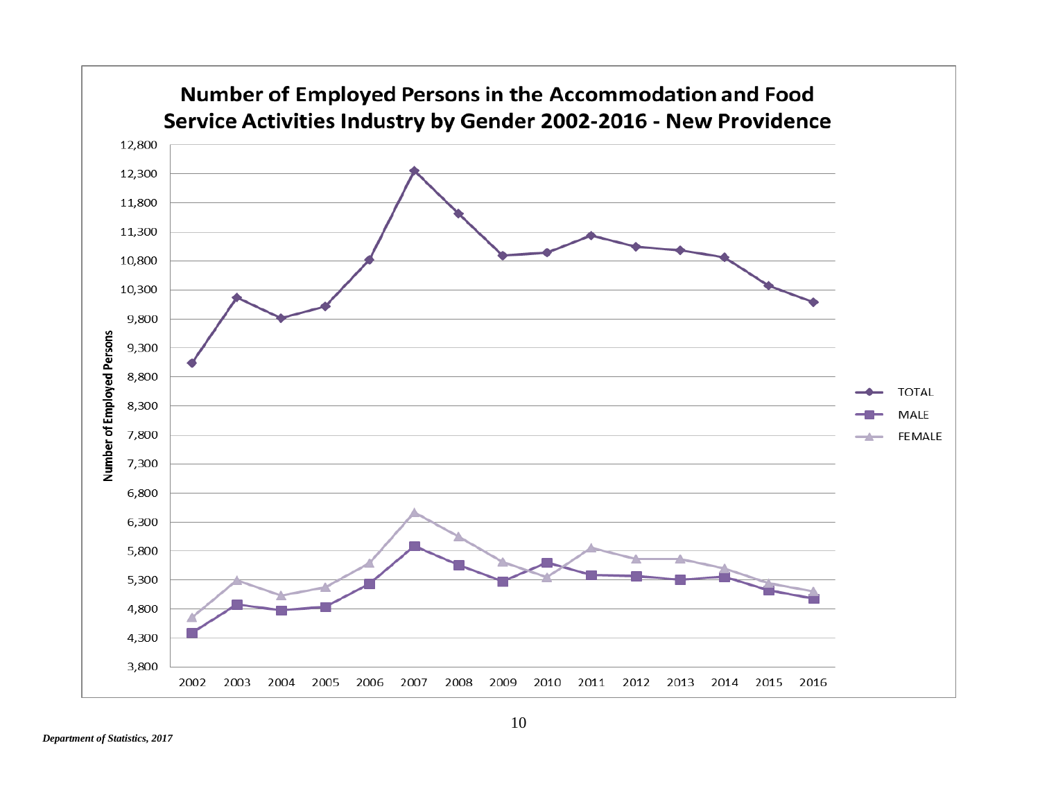**Number of Employed Persons in the Accommodation and Food Service Activities Industry by Gender 2002-2016 - New Providence**

Number of Employed Persons

12,800
12,300
11,800
11,300
10,800
10,300
9,800
9,300
8,800
8,300
7,800
7,300
6,800
6,300
5,800
5,300
4,800
4,300
3,800

2002 2003 2004 2005 2006 2007 2008 2009 2010 2011 2012 2013 2014 2015 2016

TOTAL
MALE
FEMALE

*Department of Statistics, 2017*